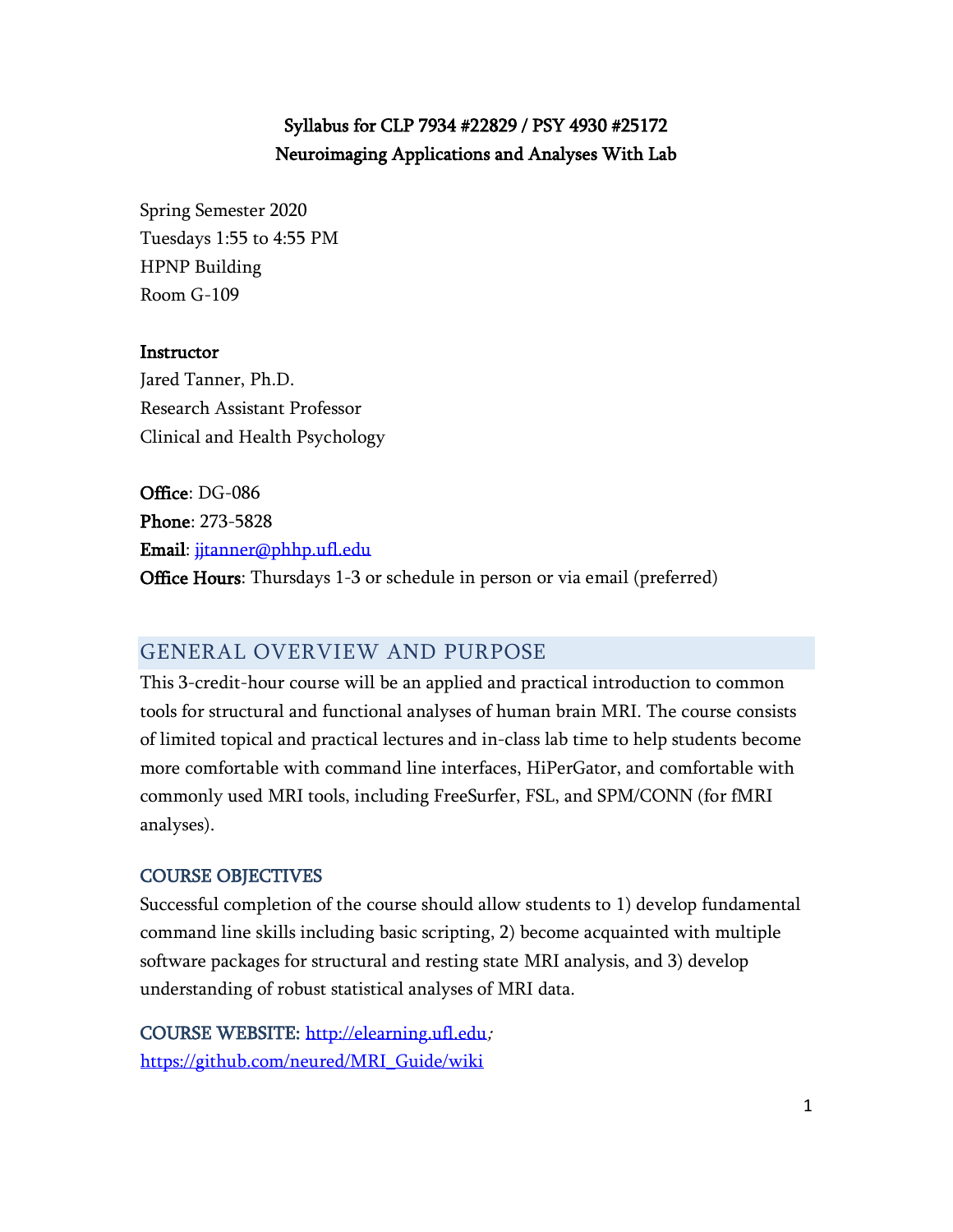# Syllabus for CLP 7934 #22829 / PSY 4930 #25172
# Neuroimaging Applications and Analyses With Lab

Spring Semester 2020
Tuesdays 1:55 to 4:55 PM
HPNP Building
Room G-109

**Instructor**
Jared Tanner, Ph.D.
Research Assistant Professor
Clinical and Health Psychology

**Office**: DG-086
**Phone**: 273-5828
**Email**: [jjtanner@phhp.ufl.edu](mailto:jjtanner@phhp.ufl.edu)
**Office Hours**: Thursdays 1-3 or schedule in person or via email (preferred)

## GENERAL OVERVIEW AND PURPOSE

This 3-credit-hour course will be an applied and practical introduction to common tools for structural and functional analyses of human brain MRI. The course consists of limited topical and practical lectures and in-class lab time to help students become more comfortable with command line interfaces, HiPerGator, and comfortable with commonly used MRI tools, including FreeSurfer, FSL, and SPM/CONN (for fMRI analyses).

### COURSE OBJECTIVES

Successful completion of the course should allow students to 1) develop fundamental command line skills including basic scripting, 2) become acquainted with multiple software packages for structural and resting state MRI analysis, and 3) develop understanding of robust statistical analyses of MRI data.

COURSE WEBSITE: [http://elearning.ufl.edu](http://elearning.ufl.edu); [https://github.com/neured/MRI_Guide/wiki](https://github.com/neured/MRI_Guide/wiki)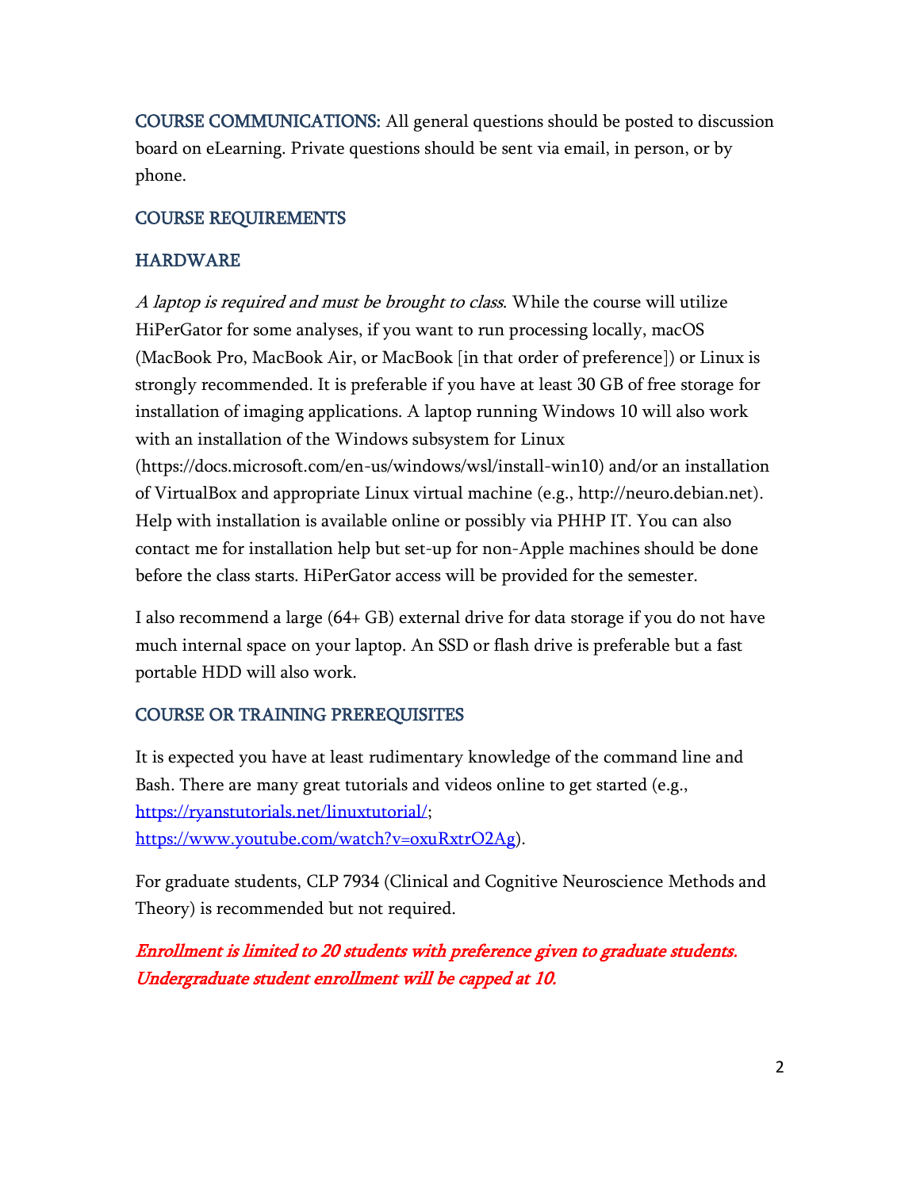COURSE COMMUNICATIONS: All general questions should be posted to discussion board on eLearning. Private questions should be sent via email, in person, or by phone.

## COURSE REQUIREMENTS

### HARDWARE

*A laptop is required and must be brought to class*. While the course will utilize HiPerGator for some analyses, if you want to run processing locally, macOS (MacBook Pro, MacBook Air, or MacBook [in that order of preference]) or Linux is strongly recommended. It is preferable if you have at least 30 GB of free storage for installation of imaging applications. A laptop running Windows 10 will also work with an installation of the Windows subsystem for Linux (https://docs.microsoft.com/en-us/windows/wsl/install-win10) and/or an installation of VirtualBox and appropriate Linux virtual machine (e.g., http://neuro.debian.net). Help with installation is available online or possibly via PHHP IT. You can also contact me for installation help but set-up for non-Apple machines should be done before the class starts. HiPerGator access will be provided for the semester.

I also recommend a large (64+ GB) external drive for data storage if you do not have much internal space on your laptop. An SSD or flash drive is preferable but a fast portable HDD will also work.

### COURSE OR TRAINING PREREQUISITES

It is expected you have at least rudimentary knowledge of the command line and Bash. There are many great tutorials and videos online to get started (e.g., [https://ryanstutorials.net/linuxtutorial/](https://ryanstutorials.net/linuxtutorial/); [https://www.youtube.com/watch?v=oxuRxtrO2Ag](https://www.youtube.com/watch?v=oxuRxtrO2Ag)).

For graduate students, CLP 7934 (Clinical and Cognitive Neuroscience Methods and Theory) is recommended but not required.

***Enrollment is limited to 20 students with preference given to graduate students. Undergraduate student enrollment will be capped at 10.***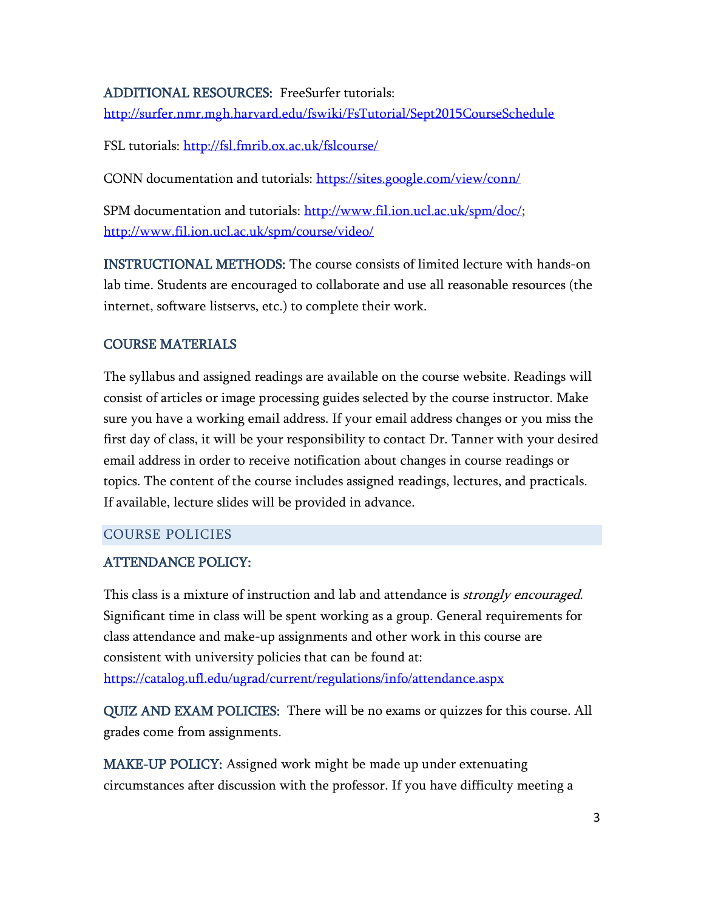**ADDITIONAL RESOURCES:** FreeSurfer tutorials: [http://surfer.nmr.mgh.harvard.edu/fswiki/FsTutorial/Sept2015CourseSchedule](http://surfer.nmr.mgh.harvard.edu/fswiki/FsTutorial/Sept2015CourseSchedule)

FSL tutorials: [http://fsl.fmrib.ox.ac.uk/fslcourse/](http://fsl.fmrib.ox.ac.uk/fslcourse/)

CONN documentation and tutorials: [https://sites.google.com/view/conn/](https://sites.google.com/view/conn/)

SPM documentation and tutorials: [http://www.fil.ion.ucl.ac.uk/spm/doc/](http://www.fil.ion.ucl.ac.uk/spm/doc/); [http://www.fil.ion.ucl.ac.uk/spm/course/video/](http://www.fil.ion.ucl.ac.uk/spm/course/video/)

**INSTRUCTIONAL METHODS:** The course consists of limited lecture with hands-on lab time. Students are encouraged to collaborate and use all reasonable resources (the internet, software listservs, etc.) to complete their work.

### COURSE MATERIALS

The syllabus and assigned readings are available on the course website. Readings will consist of articles or image processing guides selected by the course instructor. Make sure you have a working email address. If your email address changes or you miss the first day of class, it will be your responsibility to contact Dr. Tanner with your desired email address in order to receive notification about changes in course readings or topics. The content of the course includes assigned readings, lectures, and practicals. If available, lecture slides will be provided in advance.

## COURSE POLICIES

### ATTENDANCE POLICY:

This class is a mixture of instruction and lab and attendance is *strongly encouraged*. Significant time in class will be spent working as a group. General requirements for class attendance and make-up assignments and other work in this course are consistent with university policies that can be found at: [https://catalog.ufl.edu/ugrad/current/regulations/info/attendance.aspx](https://catalog.ufl.edu/ugrad/current/regulations/info/attendance.aspx)

**QUIZ AND EXAM POLICIES:** There will be no exams or quizzes for this course. All grades come from assignments.

**MAKE-UP POLICY:** Assigned work might be made up under extenuating circumstances after discussion with the professor. If you have difficulty meeting a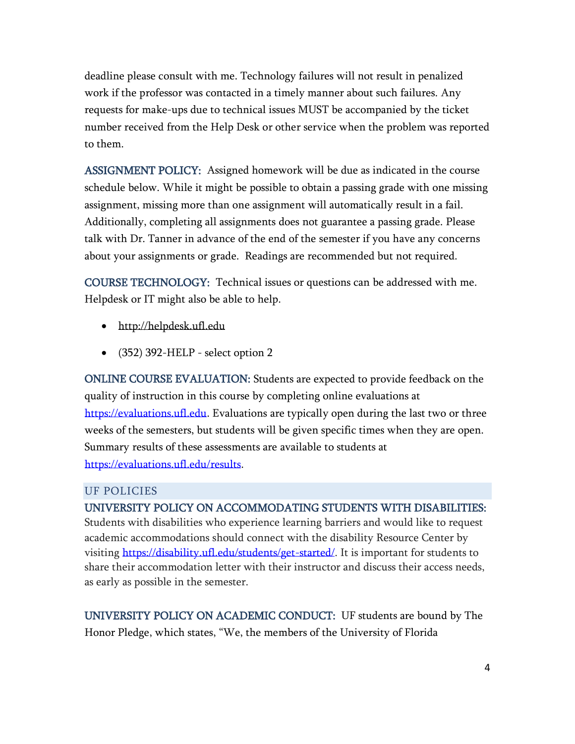deadline please consult with me. Technology failures will not result in penalized work if the professor was contacted in a timely manner about such failures. Any requests for make-ups due to technical issues MUST be accompanied by the ticket number received from the Help Desk or other service when the problem was reported to them.

**ASSIGNMENT POLICY:** Assigned homework will be due as indicated in the course schedule below. While it might be possible to obtain a passing grade with one missing assignment, missing more than one assignment will automatically result in a fail. Additionally, completing all assignments does not guarantee a passing grade. Please talk with Dr. Tanner in advance of the end of the semester if you have any concerns about your assignments or grade. Readings are recommended but not required.

**COURSE TECHNOLOGY:** Technical issues or questions can be addressed with me. Helpdesk or IT might also be able to help.

- http://helpdesk.ufl.edu
- (352) 392-HELP - select option 2

**ONLINE COURSE EVALUATION:** Students are expected to provide feedback on the quality of instruction in this course by completing online evaluations at https://evaluations.ufl.edu. Evaluations are typically open during the last two or three weeks of the semesters, but students will be given specific times when they are open. Summary results of these assessments are available to students at https://evaluations.ufl.edu/results.

## UF POLICIES

**UNIVERSITY POLICY ON ACCOMMODATING STUDENTS WITH DISABILITIES:** Students with disabilities who experience learning barriers and would like to request academic accommodations should connect with the disability Resource Center by visiting https://disability.ufl.edu/students/get-started/. It is important for students to share their accommodation letter with their instructor and discuss their access needs, as early as possible in the semester.

**UNIVERSITY POLICY ON ACADEMIC CONDUCT:** UF students are bound by The Honor Pledge, which states, “We, the members of the University of Florida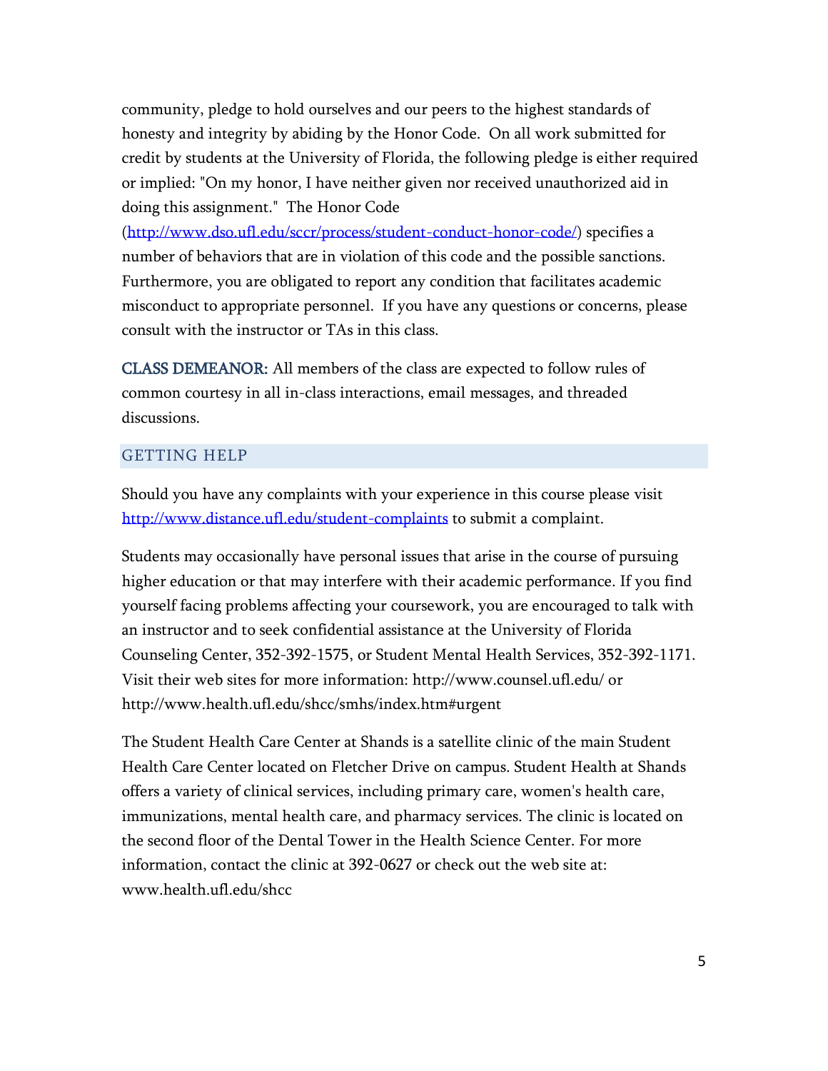community, pledge to hold ourselves and our peers to the highest standards of honesty and integrity by abiding by the Honor Code. On all work submitted for credit by students at the University of Florida, the following pledge is either required or implied: "On my honor, I have neither given nor received unauthorized aid in doing this assignment." The Honor Code (http://www.dso.ufl.edu/sccr/process/student-conduct-honor-code/) specifies a number of behaviors that are in violation of this code and the possible sanctions. Furthermore, you are obligated to report any condition that facilitates academic misconduct to appropriate personnel. If you have any questions or concerns, please consult with the instructor or TAs in this class.

**CLASS DEMEANOR:** All members of the class are expected to follow rules of common courtesy in all in-class interactions, email messages, and threaded discussions.

## GETTING HELP

Should you have any complaints with your experience in this course please visit http://www.distance.ufl.edu/student-complaints to submit a complaint.

Students may occasionally have personal issues that arise in the course of pursuing higher education or that may interfere with their academic performance. If you find yourself facing problems affecting your coursework, you are encouraged to talk with an instructor and to seek confidential assistance at the University of Florida Counseling Center, 352-392-1575, or Student Mental Health Services, 352-392-1171. Visit their web sites for more information: http://www.counsel.ufl.edu/ or http://www.health.ufl.edu/shcc/smhs/index.htm#urgent

The Student Health Care Center at Shands is a satellite clinic of the main Student Health Care Center located on Fletcher Drive on campus. Student Health at Shands offers a variety of clinical services, including primary care, women's health care, immunizations, mental health care, and pharmacy services. The clinic is located on the second floor of the Dental Tower in the Health Science Center. For more information, contact the clinic at 392-0627 or check out the web site at: www.health.ufl.edu/shcc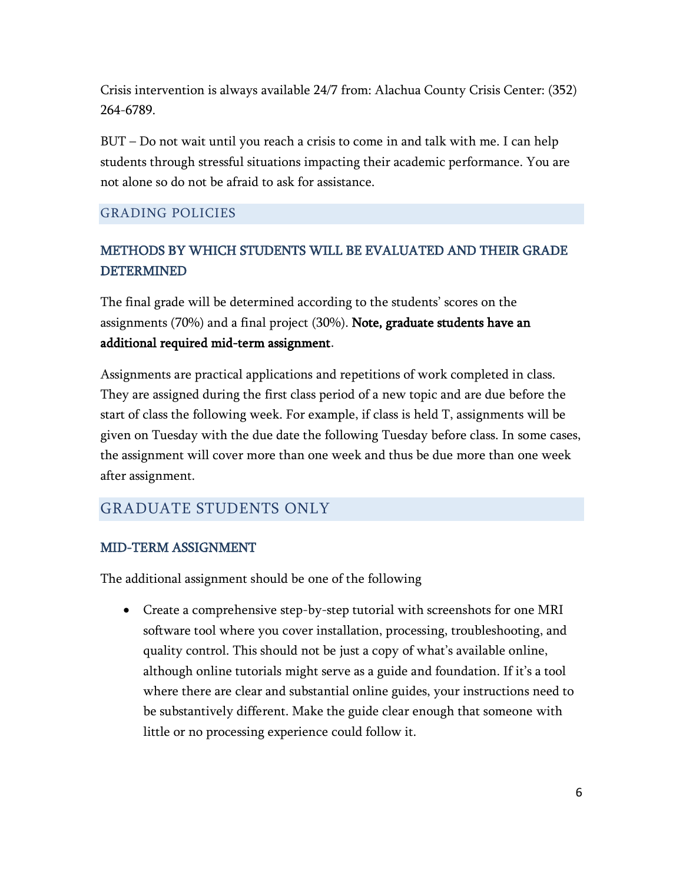Crisis intervention is always available 24/7 from: Alachua County Crisis Center: (352) 264-6789.

BUT – Do not wait until you reach a crisis to come in and talk with me. I can help students through stressful situations impacting their academic performance. You are not alone so do not be afraid to ask for assistance.

## GRADING POLICIES

### METHODS BY WHICH STUDENTS WILL BE EVALUATED AND THEIR GRADE DETERMINED

The final grade will be determined according to the students' scores on the assignments (70%) and a final project (30%). **Note, graduate students have an additional required mid-term assignment**.

Assignments are practical applications and repetitions of work completed in class. They are assigned during the first class period of a new topic and are due before the start of class the following week. For example, if class is held T, assignments will be given on Tuesday with the due date the following Tuesday before class. In some cases, the assignment will cover more than one week and thus be due more than one week after assignment.

## GRADUATE STUDENTS ONLY

### MID-TERM ASSIGNMENT

The additional assignment should be one of the following

- Create a comprehensive step-by-step tutorial with screenshots for one MRI software tool where you cover installation, processing, troubleshooting, and quality control. This should not be just a copy of what's available online, although online tutorials might serve as a guide and foundation. If it's a tool where there are clear and substantial online guides, your instructions need to be substantively different. Make the guide clear enough that someone with little or no processing experience could follow it.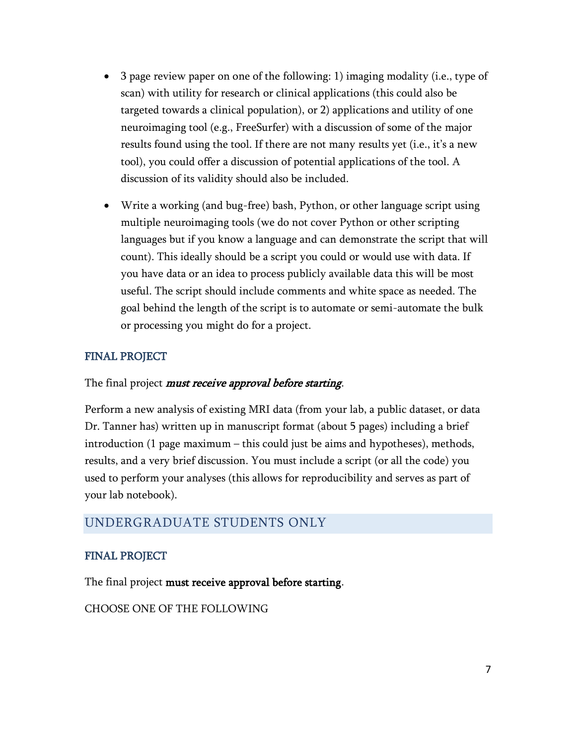- 3 page review paper on one of the following: 1) imaging modality (i.e., type of scan) with utility for research or clinical applications (this could also be targeted towards a clinical population), or 2) applications and utility of one neuroimaging tool (e.g., FreeSurfer) with a discussion of some of the major results found using the tool. If there are not many results yet (i.e., it's a new tool), you could offer a discussion of potential applications of the tool. A discussion of its validity should also be included.

- Write a working (and bug-free) bash, Python, or other language script using multiple neuroimaging tools (we do not cover Python or other scripting languages but if you know a language and can demonstrate the script that will count). This ideally should be a script you could or would use with data. If you have data or an idea to process publicly available data this will be most useful. The script should include comments and white space as needed. The goal behind the length of the script is to automate or semi-automate the bulk or processing you might do for a project.

### FINAL PROJECT

The final project ***must receive approval before starting***.

Perform a new analysis of existing MRI data (from your lab, a public dataset, or data Dr. Tanner has) written up in manuscript format (about 5 pages) including a brief introduction (1 page maximum – this could just be aims and hypotheses), methods, results, and a very brief discussion. You must include a script (or all the code) you used to perform your analyses (this allows for reproducibility and serves as part of your lab notebook).

## UNDERGRADUATE STUDENTS ONLY

### FINAL PROJECT

The final project **must receive approval before starting**.

CHOOSE ONE OF THE FOLLOWING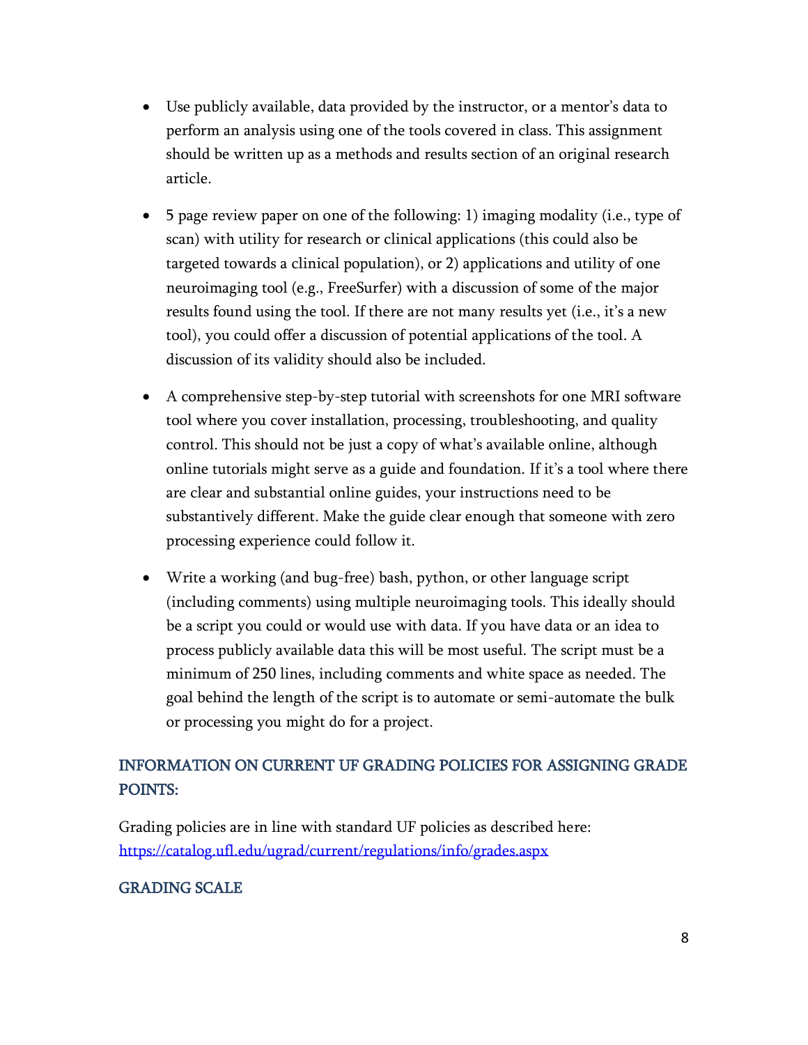- Use publicly available, data provided by the instructor, or a mentor's data to perform an analysis using one of the tools covered in class. This assignment should be written up as a methods and results section of an original research article.

- 5 page review paper on one of the following: 1) imaging modality (i.e., type of scan) with utility for research or clinical applications (this could also be targeted towards a clinical population), or 2) applications and utility of one neuroimaging tool (e.g., FreeSurfer) with a discussion of some of the major results found using the tool. If there are not many results yet (i.e., it's a new tool), you could offer a discussion of potential applications of the tool. A discussion of its validity should also be included.

- A comprehensive step-by-step tutorial with screenshots for one MRI software tool where you cover installation, processing, troubleshooting, and quality control. This should not be just a copy of what's available online, although online tutorials might serve as a guide and foundation. If it's a tool where there are clear and substantial online guides, your instructions need to be substantively different. Make the guide clear enough that someone with zero processing experience could follow it.

- Write a working (and bug-free) bash, python, or other language script (including comments) using multiple neuroimaging tools. This ideally should be a script you could or would use with data. If you have data or an idea to process publicly available data this will be most useful. The script must be a minimum of 250 lines, including comments and white space as needed. The goal behind the length of the script is to automate or semi-automate the bulk or processing you might do for a project.

## INFORMATION ON CURRENT UF GRADING POLICIES FOR ASSIGNING GRADE POINTS:

Grading policies are in line with standard UF policies as described here: https://catalog.ufl.edu/ugrad/current/regulations/info/grades.aspx

## GRADING SCALE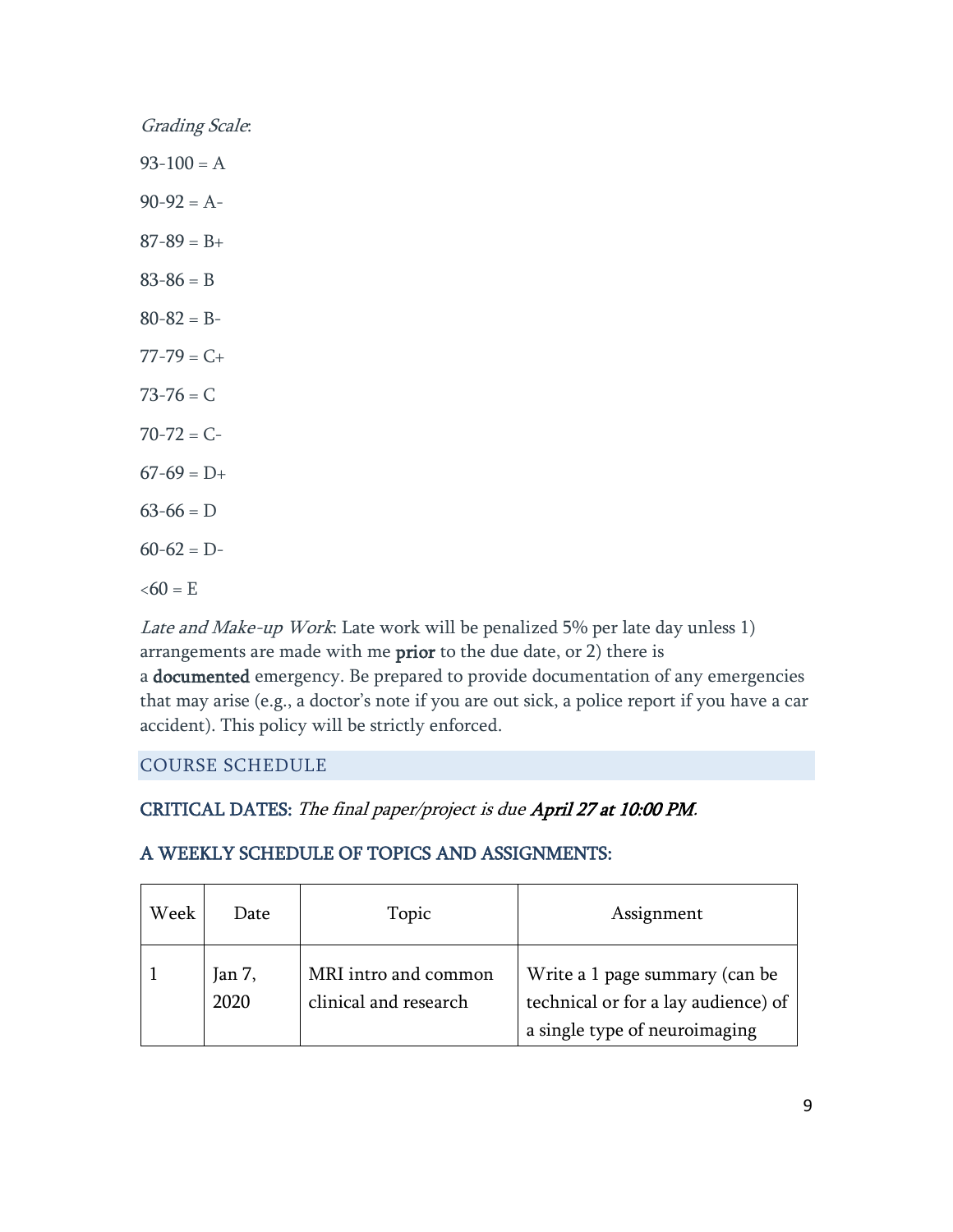*Grading Scale*:

93-100 = A

90-92 = A-

87-89 = B+

83-86 = B

80-82 = B-

77-79 = C+

73-76 = C

70-72 = C-

67-69 = D+

63-66 = D

60-62 = D-

<60 = E

*Late and Make-up Work*: Late work will be penalized 5% per late day unless 1) arrangements are made with me **prior** to the due date, or 2) there is a **documented** emergency. Be prepared to provide documentation of any emergencies that may arise (e.g., a doctor's note if you are out sick, a police report if you have a car accident). This policy will be strictly enforced.

## COURSE SCHEDULE

**CRITICAL DATES:** *The final paper/project is due **April 27 at 10:00 PM**.*

### A WEEKLY SCHEDULE OF TOPICS AND ASSIGNMENTS:

| Week | Date | Topic | Assignment |
|---|---|---|---|
| 1 | Jan 7, 2020 | MRI intro and common clinical and research | Write a 1 page summary (can be technical or for a lay audience) of a single type of neuroimaging |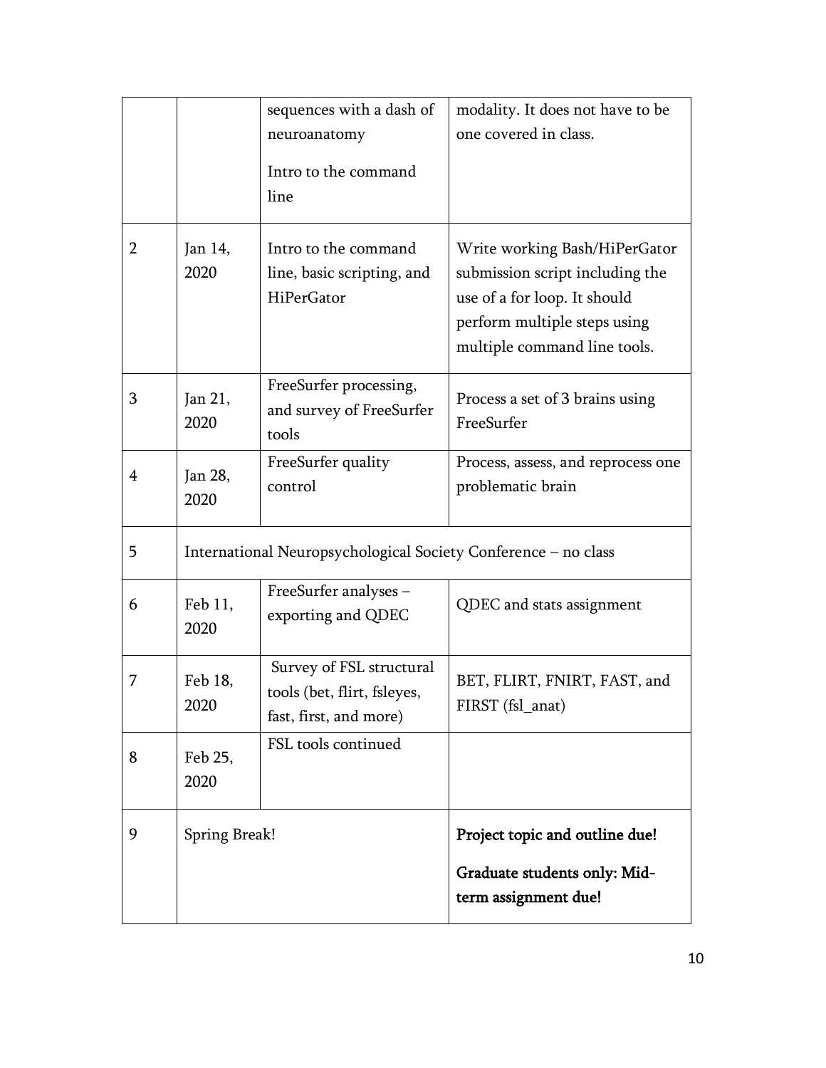| | | | |
|---|---|---|---|
| | | sequences with a dash of neuroanatomy<br><br>Intro to the command line | modality. It does not have to be one covered in class. |
| 2 | Jan 14, 2020 | Intro to the command line, basic scripting, and HiPerGator | Write working Bash/HiPerGator submission script including the use of a for loop. It should perform multiple steps using multiple command line tools. |
| 3 | Jan 21, 2020 | FreeSurfer processing, and survey of FreeSurfer tools | Process a set of 3 brains using FreeSurfer |
| 4 | Jan 28, 2020 | FreeSurfer quality control | Process, assess, and reprocess one problematic brain |
| 5 | International Neuropsychological Society Conference – no class | | |
| 6 | Feb 11, 2020 | FreeSurfer analyses – exporting and QDEC | QDEC and stats assignment |
| 7 | Feb 18, 2020 | Survey of FSL structural tools (bet, flirt, fsleyes, fast, first, and more) | BET, FLIRT, FNIRT, FAST, and FIRST (fsl_anat) |
| 8 | Feb 25, 2020 | FSL tools continued | |
| 9 | Spring Break! | | **Project topic and outline due!**<br><br>**Graduate students only: Mid-term assignment due!** |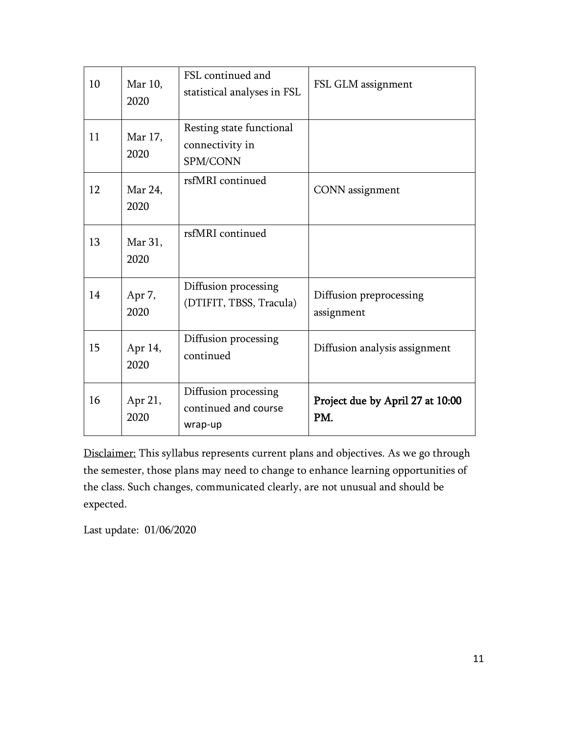| | | | |
|---|---|---|---|
| 10 | Mar 10, 2020 | FSL continued and statistical analyses in FSL | FSL GLM assignment |
| 11 | Mar 17, 2020 | Resting state functional connectivity in SPM/CONN | |
| 12 | Mar 24, 2020 | rsfMRI continued | CONN assignment |
| 13 | Mar 31, 2020 | rsfMRI continued | |
| 14 | Apr 7, 2020 | Diffusion processing (DTIFIT, TBSS, Tracula) | Diffusion preprocessing assignment |
| 15 | Apr 14, 2020 | Diffusion processing continued | Diffusion analysis assignment |
| 16 | Apr 21, 2020 | Diffusion processing continued and course wrap-up | **Project due by April 27 at 10:00 PM.** |

Disclaimer: This syllabus represents current plans and objectives. As we go through the semester, those plans may need to change to enhance learning opportunities of the class. Such changes, communicated clearly, are not unusual and should be expected.

Last update: 01/06/2020